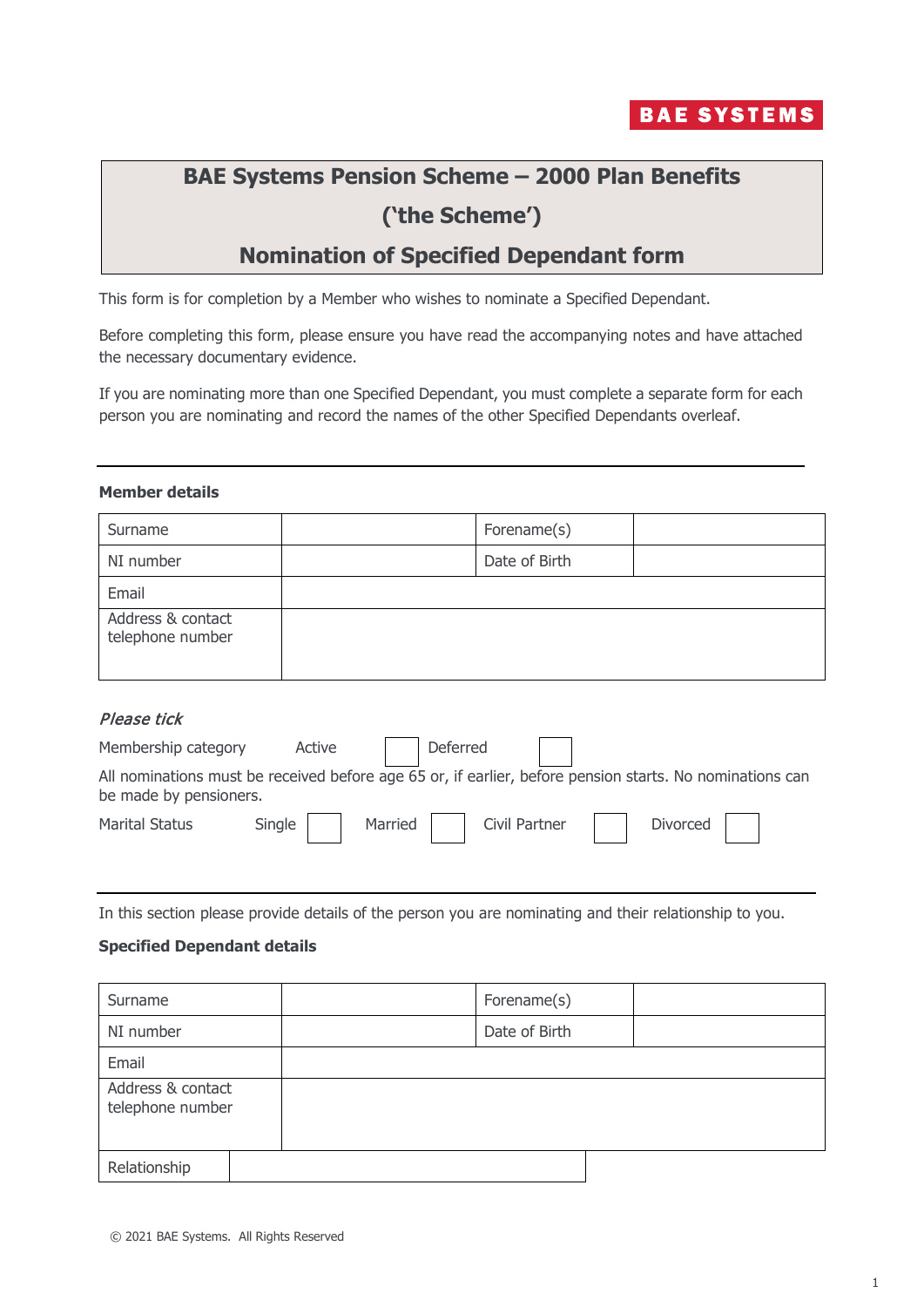BAE SYSTEMS

# BAE Systems Pension Scheme – 2000 Plan Benefits ('the Scheme')

## Nomination of Specified Dependant form

This form is for completion by a Member who wishes to nominate a Specified Dependant.

Before completing this form, please ensure you have read the accompanying notes and have attached the necessary documentary evidence.

If you are nominating more than one Specified Dependant, you must complete a separate form for each person you are nominating and record the names of the other Specified Dependants overleaf.

---

**Member details**

| Surname | | Forename(s) | |
|---|---|---|---|
| NI number | | Date of Birth | |
| Email | | | |
| Address & contact telephone number | | | |

*Please tick*

Membership category Active ☐ Deferred ☐

All nominations must be received before age 65 or, if earlier, before pension starts. No nominations can be made by pensioners.

Marital Status Single ☐ Married ☐ Civil Partner ☐ Divorced ☐

---

In this section please provide details of the person you are nominating and their relationship to you.

**Specified Dependant details**

| Surname | | Forename(s) | |
|---|---|---|---|
| NI number | | Date of Birth | |
| Email | | | |
| Address & contact telephone number | | | |
| Relationship | | | |

© 2021 BAE Systems. All Rights Reserved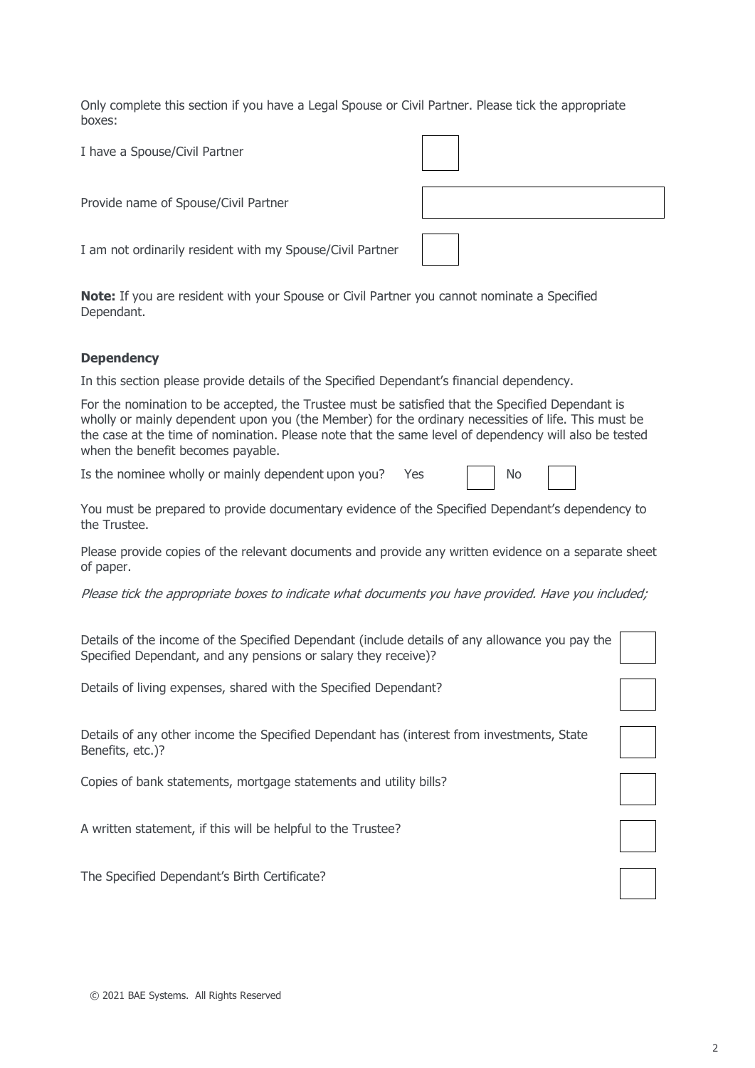Only complete this section if you have a Legal Spouse or Civil Partner. Please tick the appropriate boxes:

| | |
|---|---|
| I have a Spouse/Civil Partner | ☐ |
| Provide name of Spouse/Civil Partner | |
| I am not ordinarily resident with my Spouse/Civil Partner | ☐ |

**Note:** If you are resident with your Spouse or Civil Partner you cannot nominate a Specified Dependant.

**Dependency**

In this section please provide details of the Specified Dependant's financial dependency.

For the nomination to be accepted, the Trustee must be satisfied that the Specified Dependant is wholly or mainly dependent upon you (the Member) for the ordinary necessities of life. This must be the case at the time of nomination. Please note that the same level of dependency will also be tested when the benefit becomes payable.

Is the nominee wholly or mainly dependent upon you? Yes ☐ No ☐

You must be prepared to provide documentary evidence of the Specified Dependant's dependency to the Trustee.

Please provide copies of the relevant documents and provide any written evidence on a separate sheet of paper.

*Please tick the appropriate boxes to indicate what documents you have provided. Have you included;*

| | |
|---|---|
| Details of the income of the Specified Dependant (include details of any allowance you pay the Specified Dependant, and any pensions or salary they receive)? | ☐ |
| Details of living expenses, shared with the Specified Dependant? | ☐ |
| Details of any other income the Specified Dependant has (interest from investments, State Benefits, etc.)? | ☐ |
| Copies of bank statements, mortgage statements and utility bills? | ☐ |
| A written statement, if this will be helpful to the Trustee? | ☐ |
| The Specified Dependant's Birth Certificate? | ☐ |

© 2021 BAE Systems. All Rights Reserved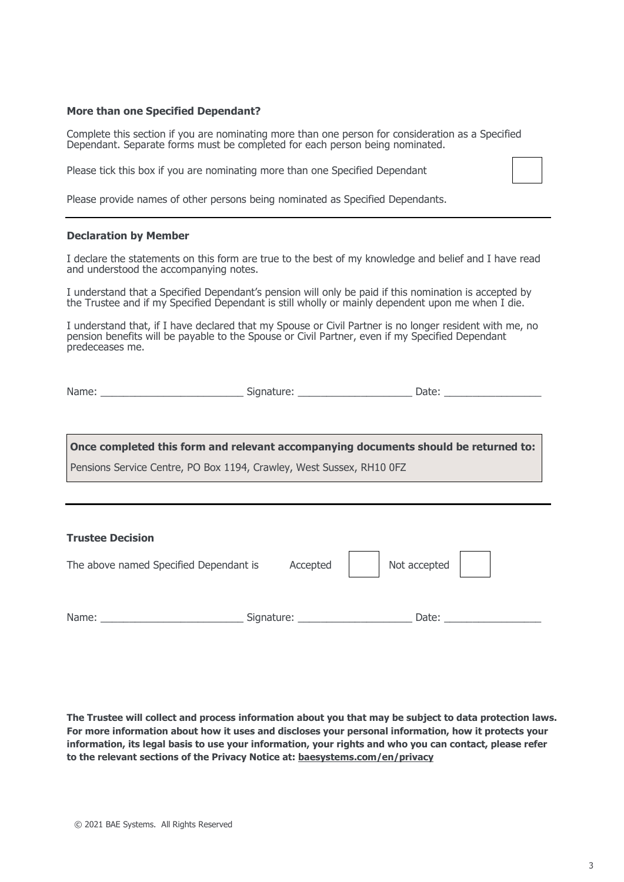**More than one Specified Dependant?**

Complete this section if you are nominating more than one person for consideration as a Specified Dependant. Separate forms must be completed for each person being nominated.

Please tick this box if you are nominating more than one Specified Dependant ☐

Please provide names of other persons being nominated as Specified Dependants.

---

**Declaration by Member**

I declare the statements on this form are true to the best of my knowledge and belief and I have read and understood the accompanying notes.

I understand that a Specified Dependant's pension will only be paid if this nomination is accepted by the Trustee and if my Specified Dependant is still wholly or mainly dependent upon me when I die.

I understand that, if I have declared that my Spouse or Civil Partner is no longer resident with me, no pension benefits will be payable to the Spouse or Civil Partner, even if my Specified Dependant predeceases me.

Name: ________________________ Signature: ____________________ Date: _________________

**Once completed this form and relevant accompanying documents should be returned to:**

Pensions Service Centre, PO Box 1194, Crawley, West Sussex, RH10 0FZ

---

**Trustee Decision**

The above named Specified Dependant is Accepted ☐ Not accepted ☐

Name: ________________________ Signature: ____________________ Date: _________________

**The Trustee will collect and process information about you that may be subject to data protection laws. For more information about how it uses and discloses your personal information, how it protects your information, its legal basis to use your information, your rights and who you can contact, please refer to the relevant sections of the Privacy Notice at: baesystems.com/en/privacy**

© 2021 BAE Systems. All Rights Reserved